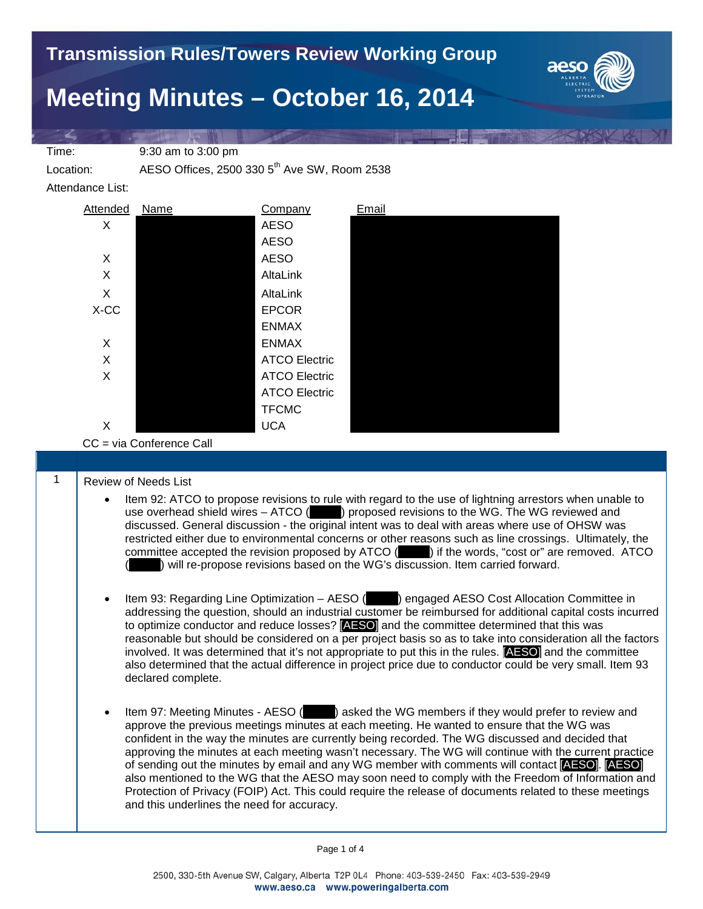# Transmission Rules/Towers Review Working Group

# Meeting Minutes – October 16, 2014

Time: 9:30 am to 3:00 pm

Location: AESO Offices, 2500 330 5th Ave SW, Room 2538

Attendance List:

| Attended | Name | Company | Email |
|---|---|---|---|
| X | | AESO | |
| | | AESO | |
| X | | AESO | |
| X | | AltaLink | |
| X | | AltaLink | |
| X-CC | | EPCOR | |
| | | ENMAX | |
| X | | ENMAX | |
| X | | ATCO Electric | |
| X | | ATCO Electric | |
| | | ATCO Electric | |
| | | TFCMC | |
| X | | UCA | |

CC = via Conference Call

1. Review of Needs List

- Item 92: ATCO to propose revisions to rule with regard to the use of lightning arrestors when unable to use overhead shield wires – ATCO ( ) proposed revisions to the WG. The WG reviewed and discussed. General discussion - the original intent was to deal with areas where use of OHSW was restricted either due to environmental concerns or other reasons such as line crossings. Ultimately, the committee accepted the revision proposed by ATCO ( ) if the words, "cost or" are removed. ATCO ( ) will re-propose revisions based on the WG's discussion. Item carried forward.

- Item 93: Regarding Line Optimization – AESO ( ) engaged AESO Cost Allocation Committee in addressing the question, should an industrial customer be reimbursed for additional capital costs incurred to optimize conductor and reduce losses? [AESO] and the committee determined that this was reasonable but should be considered on a per project basis so as to take into consideration all the factors involved. It was determined that it's not appropriate to put this in the rules. [AESO] and the committee also determined that the actual difference in project price due to conductor could be very small. Item 93 declared complete.

- Item 97: Meeting Minutes - AESO ( ) asked the WG members if they would prefer to review and approve the previous meetings minutes at each meeting. He wanted to ensure that the WG was confident in the way the minutes are currently being recorded. The WG discussed and decided that approving the minutes at each meeting wasn't necessary. The WG will continue with the current practice of sending out the minutes by email and any WG member with comments will contact [AESO]. [AESO] also mentioned to the WG that the AESO may soon need to comply with the Freedom of Information and Protection of Privacy (FOIP) Act. This could require the release of documents related to these meetings and this underlines the need for accuracy.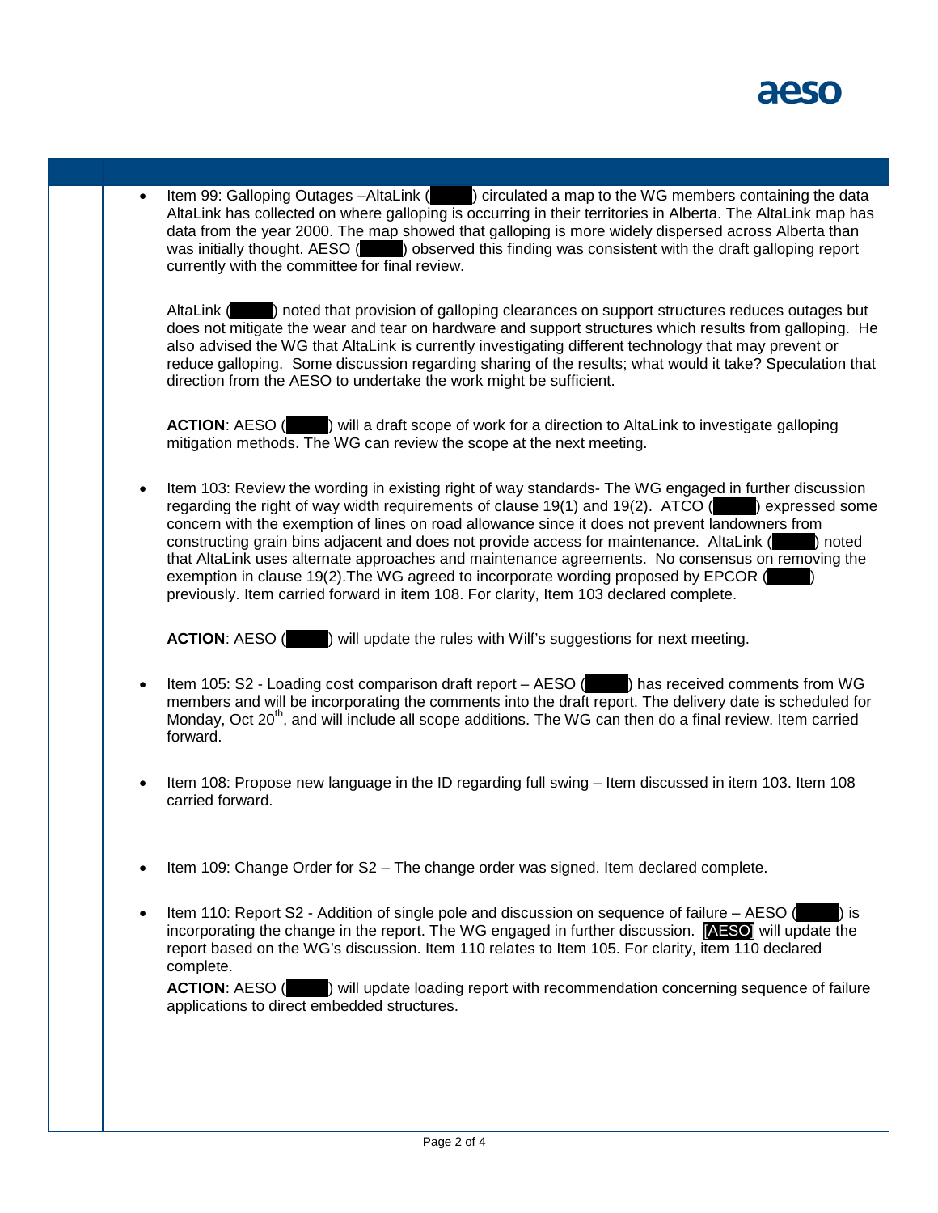- Item 99: Galloping Outages –AltaLink ( ) circulated a map to the WG members containing the data AltaLink has collected on where galloping is occurring in their territories in Alberta. The AltaLink map has data from the year 2000. The map showed that galloping is more widely dispersed across Alberta than was initially thought. AESO ( ) observed this finding was consistent with the draft galloping report currently with the committee for final review.

  AltaLink ( ) noted that provision of galloping clearances on support structures reduces outages but does not mitigate the wear and tear on hardware and support structures which results from galloping. He also advised the WG that AltaLink is currently investigating different technology that may prevent or reduce galloping. Some discussion regarding sharing of the results; what would it take? Speculation that direction from the AESO to undertake the work might be sufficient.

  **ACTION**: AESO ( ) will a draft scope of work for a direction to AltaLink to investigate galloping mitigation methods. The WG can review the scope at the next meeting.

- Item 103: Review the wording in existing right of way standards- The WG engaged in further discussion regarding the right of way width requirements of clause 19(1) and 19(2). ATCO ( ) expressed some concern with the exemption of lines on road allowance since it does not prevent landowners from constructing grain bins adjacent and does not provide access for maintenance. AltaLink ( ) noted that AltaLink uses alternate approaches and maintenance agreements. No consensus on removing the exemption in clause 19(2).The WG agreed to incorporate wording proposed by EPCOR ( ) previously. Item carried forward in item 108. For clarity, Item 103 declared complete.

  **ACTION**: AESO ( ) will update the rules with Wilf's suggestions for next meeting.

- Item 105: S2 - Loading cost comparison draft report – AESO ( ) has received comments from WG members and will be incorporating the comments into the draft report. The delivery date is scheduled for Monday, Oct 20th, and will include all scope additions. The WG can then do a final review. Item carried forward.

- Item 108: Propose new language in the ID regarding full swing – Item discussed in item 103. Item 108 carried forward.

- Item 109: Change Order for S2 – The change order was signed. Item declared complete.

- Item 110: Report S2 - Addition of single pole and discussion on sequence of failure – AESO ( ) is incorporating the change in the report. The WG engaged in further discussion. [AESO] will update the report based on the WG's discussion. Item 110 relates to Item 105. For clarity, item 110 declared complete.

  **ACTION**: AESO ( ) will update loading report with recommendation concerning sequence of failure applications to direct embedded structures.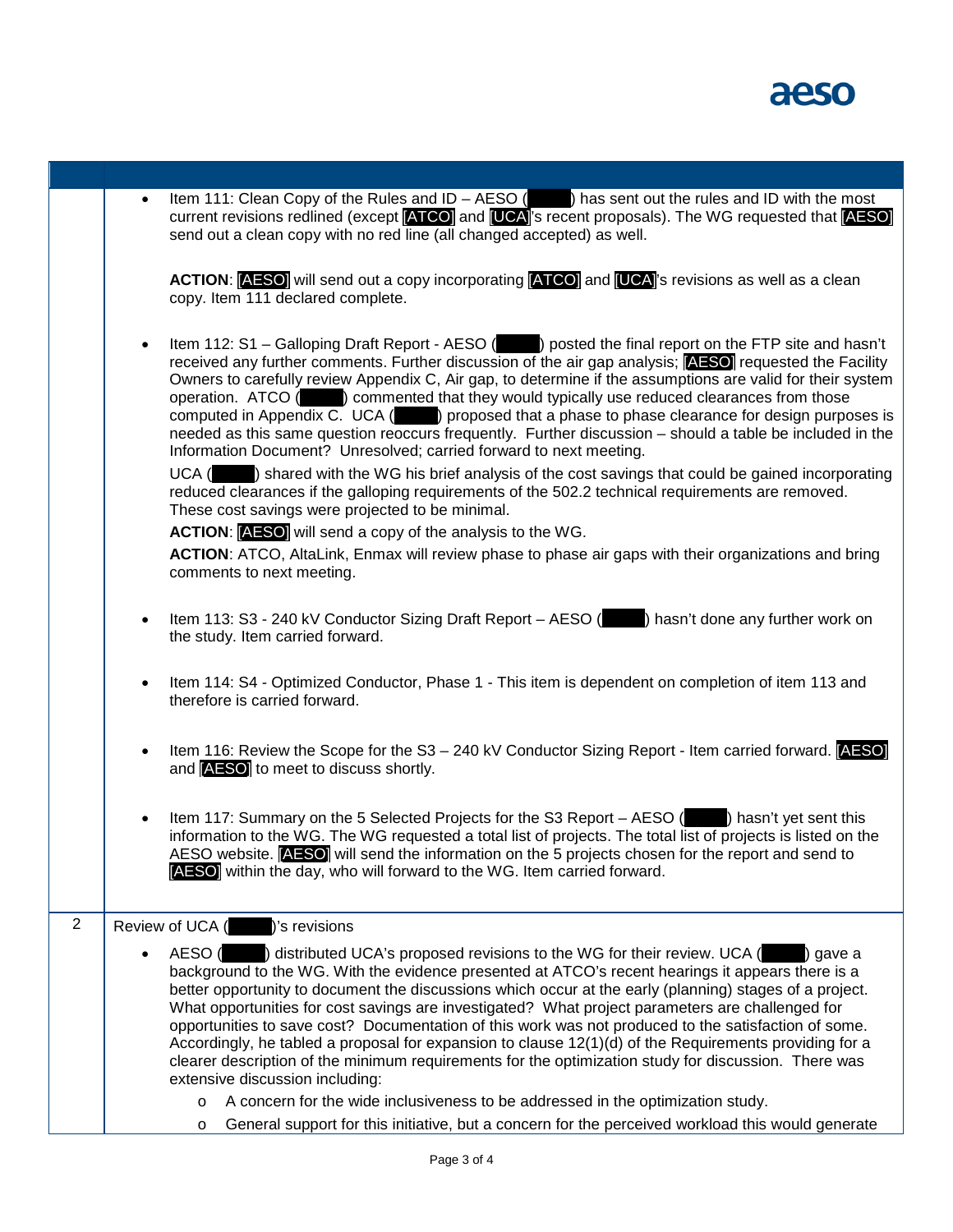| | |
|---|---|
| | • Item 111: Clean Copy of the Rules and ID – AESO ( ) has sent out the rules and ID with the most current revisions redlined (except [ATCO] and [UCA]'s recent proposals). The WG requested that [AESO] send out a clean copy with no red line (all changed accepted) as well.<br><br>**ACTION**: [AESO] will send out a copy incorporating [ATCO] and [UCA]'s revisions as well as a clean copy. Item 111 declared complete.<br><br>• Item 112: S1 – Galloping Draft Report - AESO ( ) posted the final report on the FTP site and hasn't received any further comments. Further discussion of the air gap analysis; [AESO] requested the Facility Owners to carefully review Appendix C, Air gap, to determine if the assumptions are valid for their system operation. ATCO ( ) commented that they would typically use reduced clearances from those computed in Appendix C. UCA ( ) proposed that a phase to phase clearance for design purposes is needed as this same question reoccurs frequently. Further discussion – should a table be included in the Information Document? Unresolved; carried forward to next meeting.<br><br>UCA ( ) shared with the WG his brief analysis of the cost savings that could be gained incorporating reduced clearances if the galloping requirements of the 502.2 technical requirements are removed. These cost savings were projected to be minimal.<br><br>**ACTION**: [AESO] will send a copy of the analysis to the WG.<br><br>**ACTION**: ATCO, AltaLink, Enmax will review phase to phase air gaps with their organizations and bring comments to next meeting.<br><br>• Item 113: S3 - 240 kV Conductor Sizing Draft Report – AESO ( ) hasn't done any further work on the study. Item carried forward.<br><br>• Item 114: S4 - Optimized Conductor, Phase 1 - This item is dependent on completion of item 113 and therefore is carried forward.<br><br>• Item 116: Review the Scope for the S3 – 240 kV Conductor Sizing Report - Item carried forward. [AESO] and [AESO] to meet to discuss shortly.<br><br>• Item 117: Summary on the 5 Selected Projects for the S3 Report – AESO ( ) hasn't yet sent this information to the WG. The WG requested a total list of projects. The total list of projects is listed on the AESO website. [AESO] will send the information on the 5 projects chosen for the report and send to [AESO] within the day, who will forward to the WG. Item carried forward. |
| 2 | Review of UCA ( )'s revisions<br><br>• AESO ( ) distributed UCA's proposed revisions to the WG for their review. UCA ( ) gave a background to the WG. With the evidence presented at ATCO's recent hearings it appears there is a better opportunity to document the discussions which occur at the early (planning) stages of a project. What opportunities for cost savings are investigated? What project parameters are challenged for opportunities to save cost? Documentation of this work was not produced to the satisfaction of some. Accordingly, he tabled a proposal for expansion to clause 12(1)(d) of the Requirements providing for a clearer description of the minimum requirements for the optimization study for discussion. There was extensive discussion including:<br>  o A concern for the wide inclusiveness to be addressed in the optimization study.<br>  o General support for this initiative, but a concern for the perceived workload this would generate |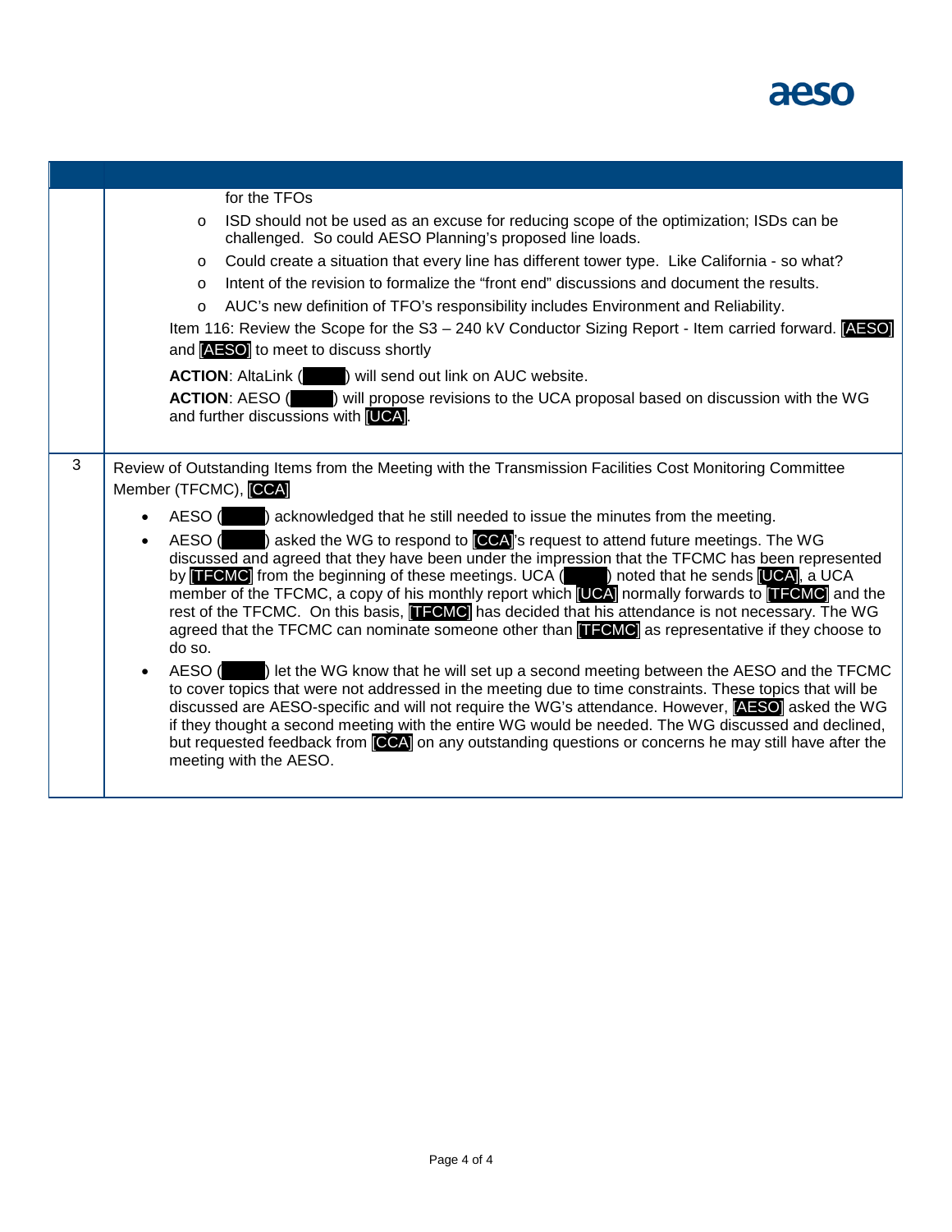| | |
|---|---|
| | for the TFOs<br>o ISD should not be used as an excuse for reducing scope of the optimization; ISDs can be challenged. So could AESO Planning's proposed line loads.<br>o Could create a situation that every line has different tower type. Like California - so what?<br>o Intent of the revision to formalize the "front end" discussions and document the results.<br>o AUC's new definition of TFO's responsibility includes Environment and Reliability.<br>Item 116: Review the Scope for the S3 – 240 kV Conductor Sizing Report - Item carried forward. [AESO] and [AESO] to meet to discuss shortly<br>**ACTION**: AltaLink ( ) will send out link on AUC website.<br>**ACTION**: AESO ( ) will propose revisions to the UCA proposal based on discussion with the WG and further discussions with [UCA]. |
| 3 | Review of Outstanding Items from the Meeting with the Transmission Facilities Cost Monitoring Committee Member (TFCMC), [CCA]<br>• AESO ( ) acknowledged that he still needed to issue the minutes from the meeting.<br>• AESO ( ) asked the WG to respond to [CCA]'s request to attend future meetings. The WG discussed and agreed that they have been under the impression that the TFCMC has been represented by [TFCMC] from the beginning of these meetings. UCA ( ) noted that he sends [UCA], a UCA member of the TFCMC, a copy of his monthly report which [UCA] normally forwards to [TFCMC] and the rest of the TFCMC. On this basis, [TFCMC] has decided that his attendance is not necessary. The WG agreed that the TFCMC can nominate someone other than [TFCMC] as representative if they choose to do so.<br>• AESO ( ) let the WG know that he will set up a second meeting between the AESO and the TFCMC to cover topics that were not addressed in the meeting due to time constraints. These topics that will be discussed are AESO-specific and will not require the WG's attendance. However, [AESO] asked the WG if they thought a second meeting with the entire WG would be needed. The WG discussed and declined, but requested feedback from [CCA] on any outstanding questions or concerns he may still have after the meeting with the AESO. |